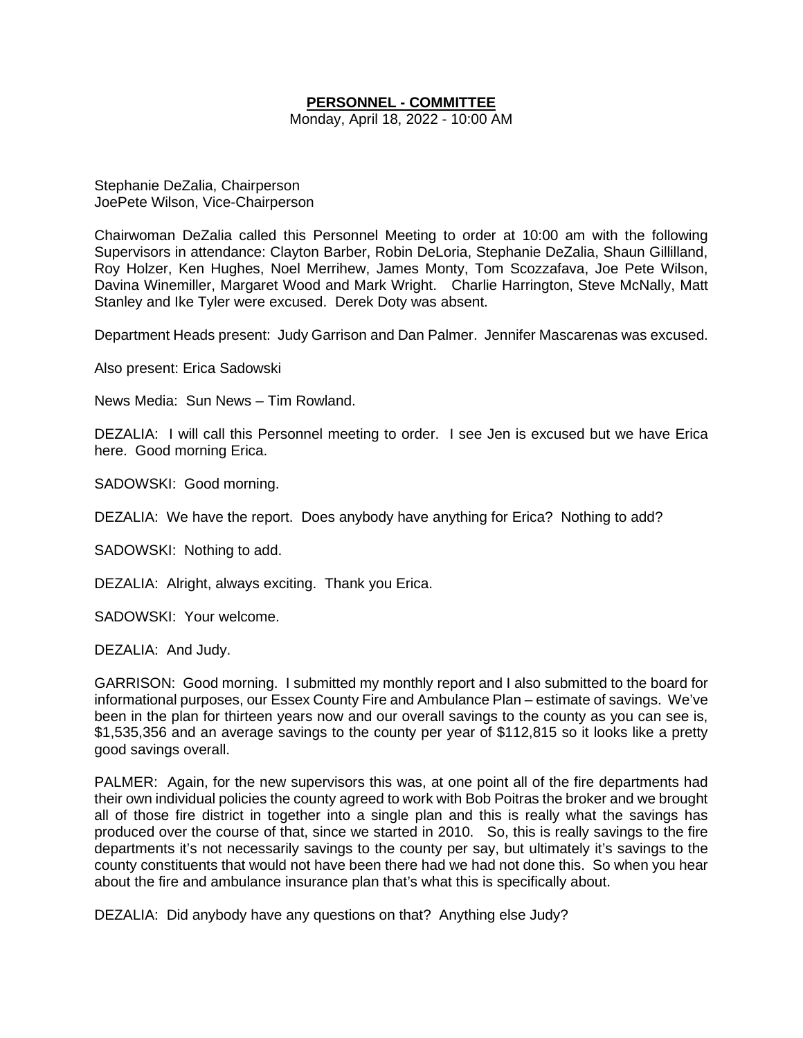# PERSONNEL - COMMITTEE

Monday, April 18, 2022 - 10:00 AM

Stephanie DeZalia, Chairperson
JoePete Wilson, Vice-Chairperson

Chairwoman DeZalia called this Personnel Meeting to order at 10:00 am with the following Supervisors in attendance: Clayton Barber, Robin DeLoria, Stephanie DeZalia, Shaun Gillilland, Roy Holzer, Ken Hughes, Noel Merrihew, James Monty, Tom Scozzafava, Joe Pete Wilson, Davina Winemiller, Margaret Wood and Mark Wright. Charlie Harrington, Steve McNally, Matt Stanley and Ike Tyler were excused. Derek Doty was absent.

Department Heads present: Judy Garrison and Dan Palmer. Jennifer Mascarenas was excused.

Also present: Erica Sadowski

News Media: Sun News – Tim Rowland.

DEZALIA: I will call this Personnel meeting to order. I see Jen is excused but we have Erica here. Good morning Erica.

SADOWSKI: Good morning.

DEZALIA: We have the report. Does anybody have anything for Erica? Nothing to add?

SADOWSKI: Nothing to add.

DEZALIA: Alright, always exciting. Thank you Erica.

SADOWSKI: Your welcome.

DEZALIA: And Judy.

GARRISON: Good morning. I submitted my monthly report and I also submitted to the board for informational purposes, our Essex County Fire and Ambulance Plan – estimate of savings. We've been in the plan for thirteen years now and our overall savings to the county as you can see is, $1,535,356 and an average savings to the county per year of $112,815 so it looks like a pretty good savings overall.

PALMER: Again, for the new supervisors this was, at one point all of the fire departments had their own individual policies the county agreed to work with Bob Poitras the broker and we brought all of those fire district in together into a single plan and this is really what the savings has produced over the course of that, since we started in 2010. So, this is really savings to the fire departments it's not necessarily savings to the county per say, but ultimately it's savings to the county constituents that would not have been there had we had not done this. So when you hear about the fire and ambulance insurance plan that's what this is specifically about.

DEZALIA: Did anybody have any questions on that? Anything else Judy?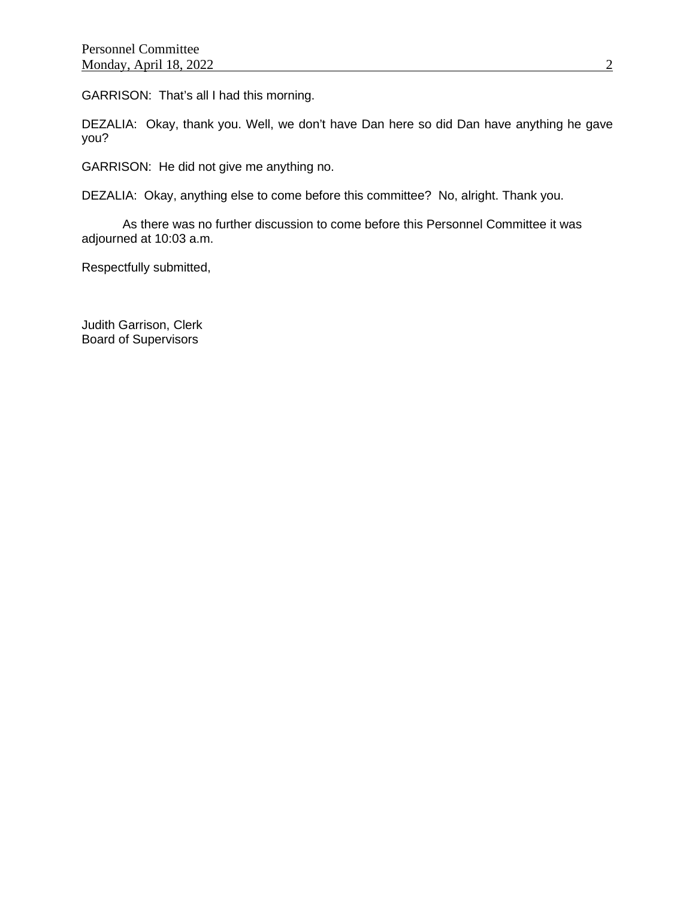GARRISON: That's all I had this morning.

DEZALIA: Okay, thank you. Well, we don't have Dan here so did Dan have anything he gave you?

GARRISON: He did not give me anything no.

DEZALIA: Okay, anything else to come before this committee? No, alright. Thank you.

As there was no further discussion to come before this Personnel Committee it was adjourned at 10:03 a.m.

Respectfully submitted,

Judith Garrison, Clerk
Board of Supervisors